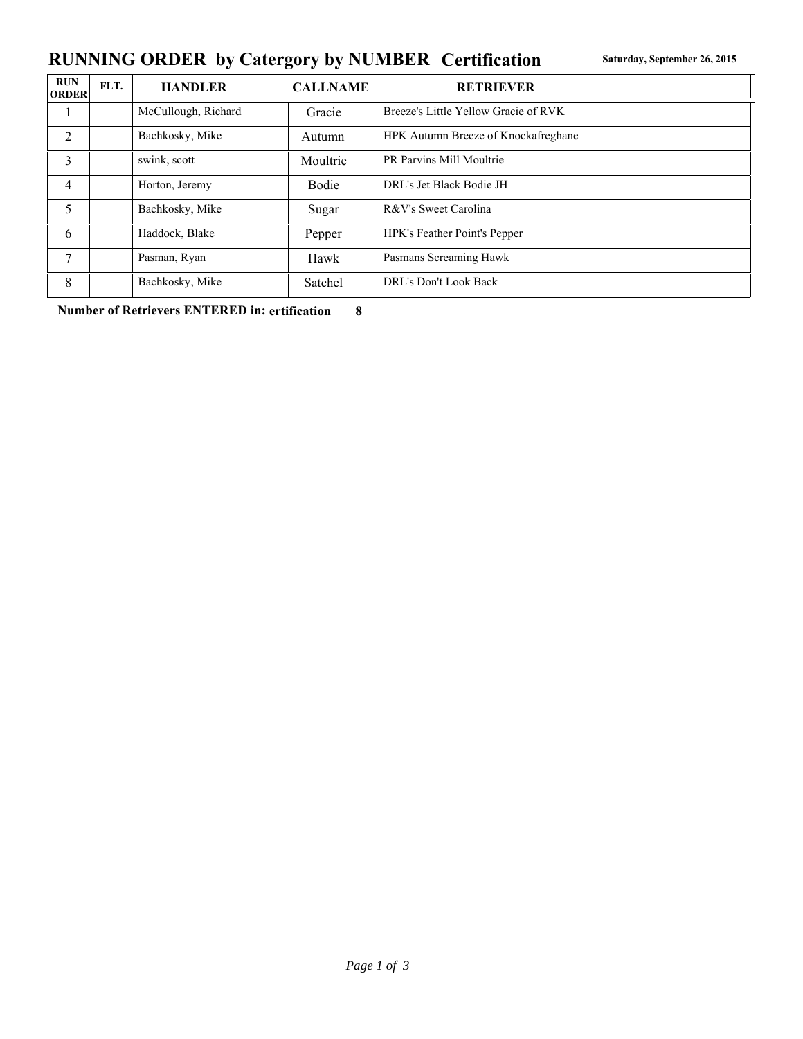# RUNNING ORDER by Catergory by NUMBER Certification

**Saturday, September 26, 2015**

| RUN ORDER | FLT. | HANDLER | CALLNAME | RETRIEVER |
|---|---|---|---|---|
| 1 | | McCullough, Richard | Gracie | Breeze's Little Yellow Gracie of RVK |
| 2 | | Bachkosky, Mike | Autumn | HPK Autumn Breeze of Knockafreghane |
| 3 | | swink, scott | Moultrie | PR Parvins Mill Moultrie |
| 4 | | Horton, Jeremy | Bodie | DRL's Jet Black Bodie JH |
| 5 | | Bachkosky, Mike | Sugar | R&V's Sweet Carolina |
| 6 | | Haddock, Blake | Pepper | HPK's Feather Point's Pepper |
| 7 | | Pasman, Ryan | Hawk | Pasmans Screaming Hawk |
| 8 | | Bachkosky, Mike | Satchel | DRL's Don't Look Back |

**Number of Retrievers ENTERED in: ertification 8**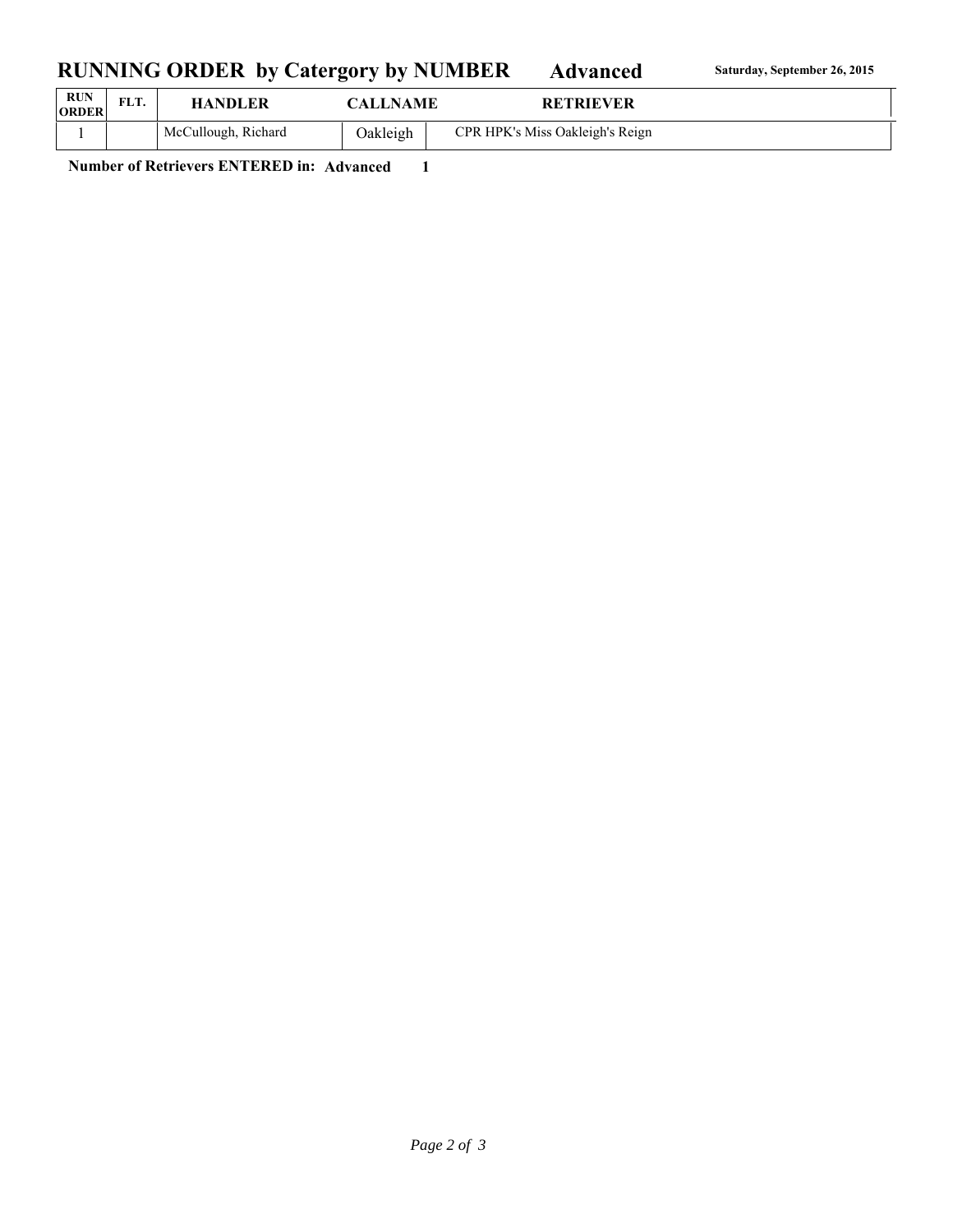# RUNNING ORDER by Catergory by NUMBER Advanced

**Saturday, September 26, 2015**

| RUN ORDER | FLT. | HANDLER | CALLNAME | RETRIEVER |
|---|---|---|---|---|
| 1 | | McCullough, Richard | Oakleigh | CPR HPK's Miss Oakleigh's Reign |

**Number of Retrievers ENTERED in: Advanced 1**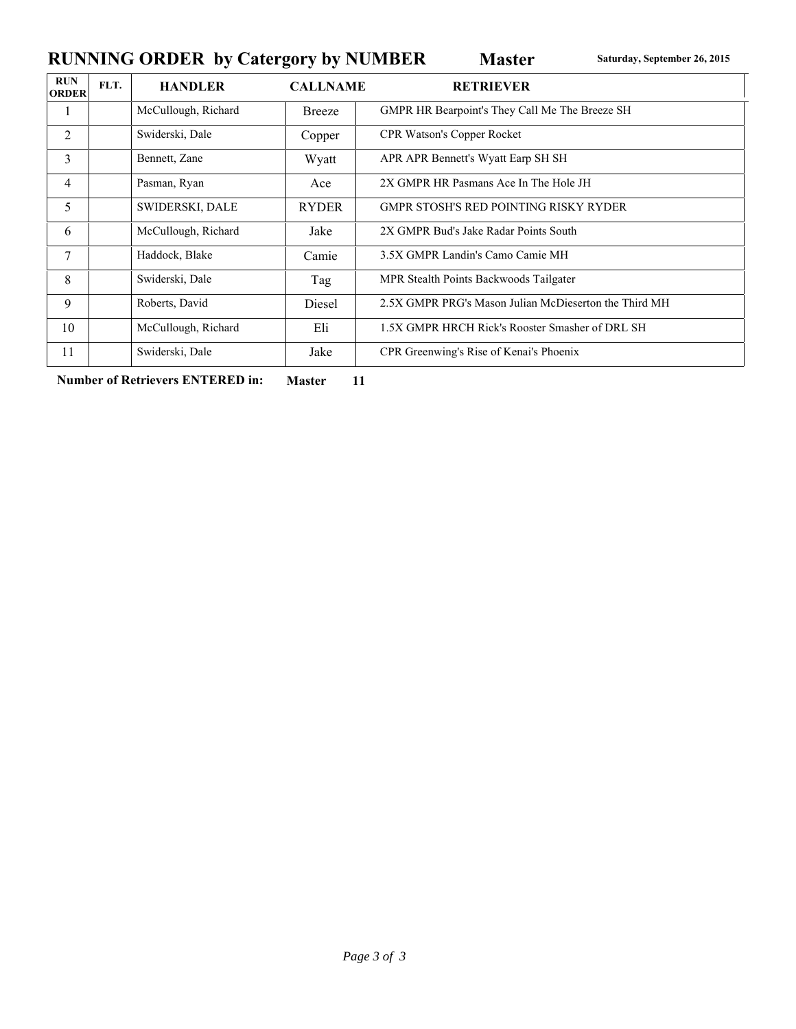## RUNNING ORDER by Catergory by NUMBER Master Saturday, September 26, 2015

| RUN ORDER | FLT. | HANDLER | CALLNAME | RETRIEVER |
|---|---|---|---|---|
| 1 | | McCullough, Richard | Breeze | GMPR HR Bearpoint's They Call Me The Breeze SH |
| 2 | | Swiderski, Dale | Copper | CPR Watson's Copper Rocket |
| 3 | | Bennett, Zane | Wyatt | APR APR Bennett's Wyatt Earp SH SH |
| 4 | | Pasman, Ryan | Ace | 2X GMPR HR Pasmans Ace In The Hole JH |
| 5 | | SWIDERSKI, DALE | RYDER | GMPR STOSH'S RED POINTING RISKY RYDER |
| 6 | | McCullough, Richard | Jake | 2X GMPR Bud's Jake Radar Points South |
| 7 | | Haddock, Blake | Camie | 3.5X GMPR Landin's Camo Camie MH |
| 8 | | Swiderski, Dale | Tag | MPR Stealth Points Backwoods Tailgater |
| 9 | | Roberts, David | Diesel | 2.5X GMPR PRG's Mason Julian McDieserton the Third MH |
| 10 | | McCullough, Richard | Eli | 1.5X GMPR HRCH Rick's Rooster Smasher of DRL SH |
| 11 | | Swiderski, Dale | Jake | CPR Greenwing's Rise of Kenai's Phoenix |

**Number of Retrievers ENTERED in: Master 11**